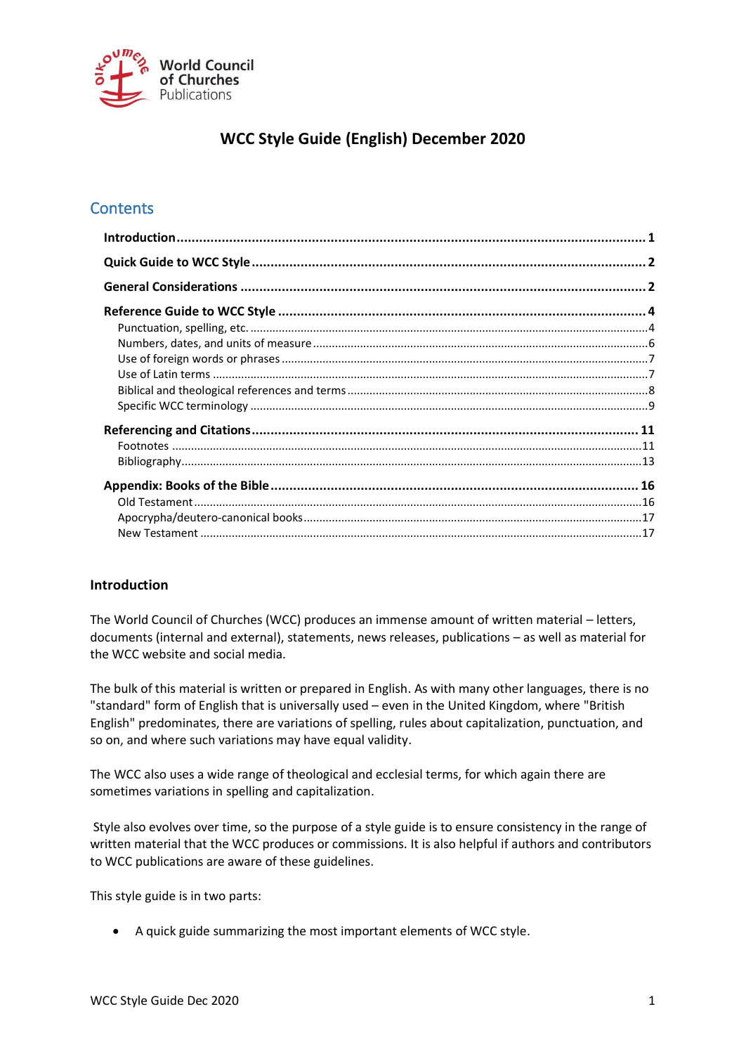World Council of Churches Publications

# WCC Style Guide (English) December 2020

## Contents

- **Introduction** ... 1
- **Quick Guide to WCC Style** ... 2
- **General Considerations** ... 2
- **Reference Guide to WCC Style** ... 4
  - Punctuation, spelling, etc. ... 4
  - Numbers, dates, and units of measure ... 6
  - Use of foreign words or phrases ... 7
  - Use of Latin terms ... 7
  - Biblical and theological references and terms ... 8
  - Specific WCC terminology ... 9
- **Referencing and Citations** ... 11
  - Footnotes ... 11
  - Bibliography ... 13
- **Appendix: Books of the Bible** ... 16
  - Old Testament ... 16
  - Apocrypha/deutero-canonical books ... 17
  - New Testament ... 17

## Introduction

The World Council of Churches (WCC) produces an immense amount of written material – letters, documents (internal and external), statements, news releases, publications – as well as material for the WCC website and social media.

The bulk of this material is written or prepared in English. As with many other languages, there is no "standard" form of English that is universally used – even in the United Kingdom, where "British English" predominates, there are variations of spelling, rules about capitalization, punctuation, and so on, and where such variations may have equal validity.

The WCC also uses a wide range of theological and ecclesial terms, for which again there are sometimes variations in spelling and capitalization.

Style also evolves over time, so the purpose of a style guide is to ensure consistency in the range of written material that the WCC produces or commissions. It is also helpful if authors and contributors to WCC publications are aware of these guidelines.

This style guide is in two parts:

- A quick guide summarizing the most important elements of WCC style.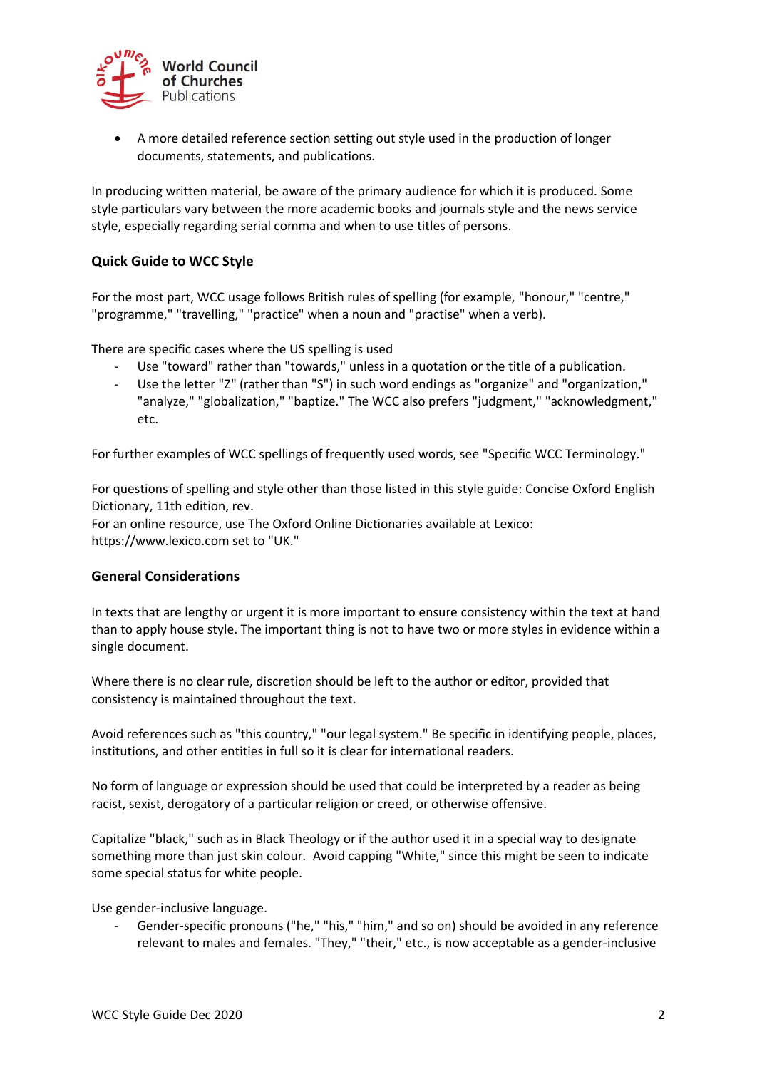- A more detailed reference section setting out style used in the production of longer documents, statements, and publications.

In producing written material, be aware of the primary audience for which it is produced. Some style particulars vary between the more academic books and journals style and the news service style, especially regarding serial comma and when to use titles of persons.

### Quick Guide to WCC Style

For the most part, WCC usage follows British rules of spelling (for example, "honour," "centre," "programme," "travelling," "practice" when a noun and "practise" when a verb).

There are specific cases where the US spelling is used

- Use "toward" rather than "towards," unless in a quotation or the title of a publication.
- Use the letter "Z" (rather than "S") in such word endings as "organize" and "organization," "analyze," "globalization," "baptize." The WCC also prefers "judgment," "acknowledgment," etc.

For further examples of WCC spellings of frequently used words, see "Specific WCC Terminology."

For questions of spelling and style other than those listed in this style guide: Concise Oxford English Dictionary, 11th edition, rev.
For an online resource, use The Oxford Online Dictionaries available at Lexico: https://www.lexico.com set to "UK."

### General Considerations

In texts that are lengthy or urgent it is more important to ensure consistency within the text at hand than to apply house style. The important thing is not to have two or more styles in evidence within a single document.

Where there is no clear rule, discretion should be left to the author or editor, provided that consistency is maintained throughout the text.

Avoid references such as "this country," "our legal system." Be specific in identifying people, places, institutions, and other entities in full so it is clear for international readers.

No form of language or expression should be used that could be interpreted by a reader as being racist, sexist, derogatory of a particular religion or creed, or otherwise offensive.

Capitalize "black," such as in Black Theology or if the author used it in a special way to designate something more than just skin colour. Avoid capping "White," since this might be seen to indicate some special status for white people.

Use gender-inclusive language.

- Gender-specific pronouns ("he," "his," "him," and so on) should be avoided in any reference relevant to males and females. "They," "their," etc., is now acceptable as a gender-inclusive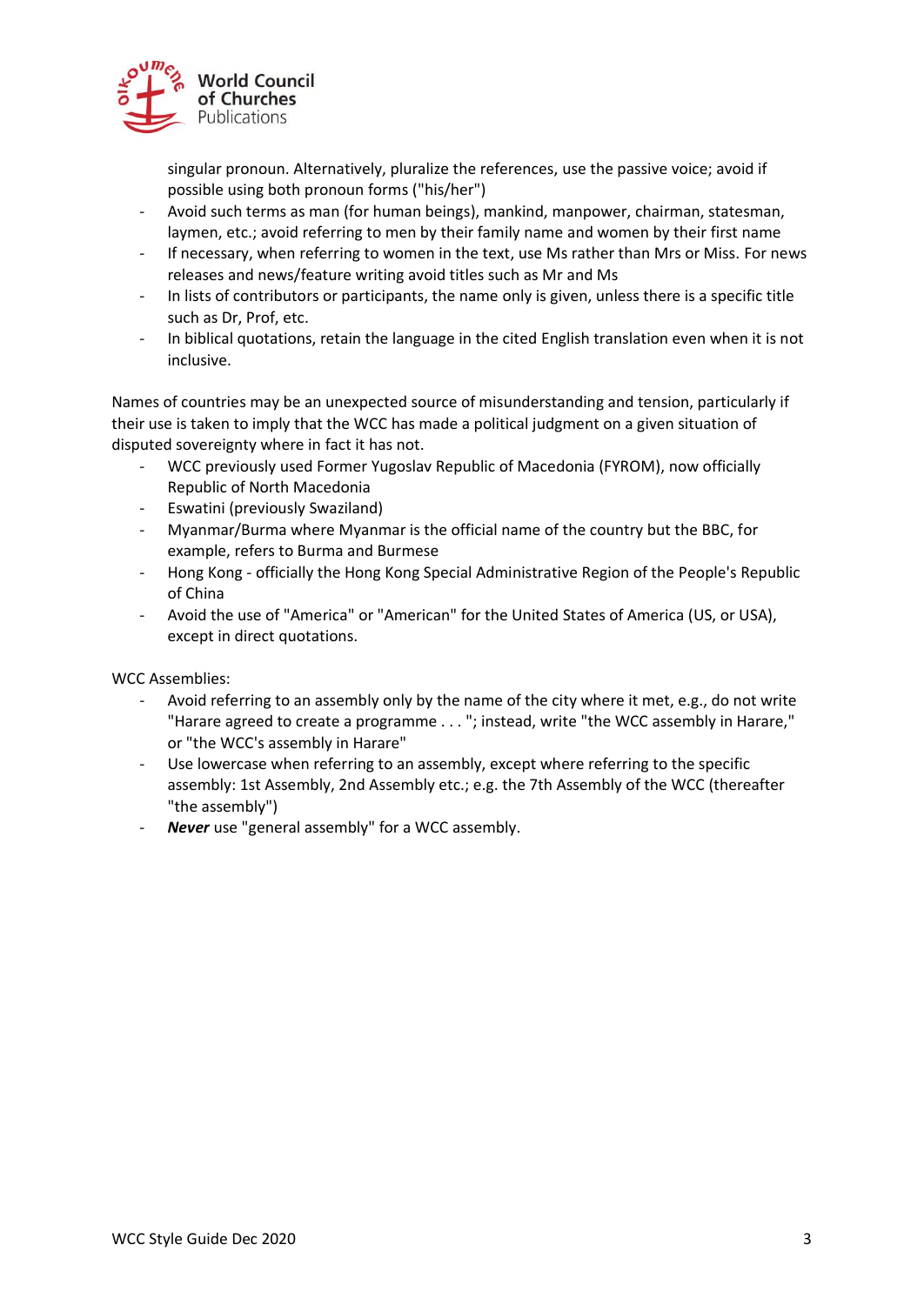singular pronoun. Alternatively, pluralize the references, use the passive voice; avoid if possible using both pronoun forms ("his/her")

- Avoid such terms as man (for human beings), mankind, manpower, chairman, statesman, laymen, etc.; avoid referring to men by their family name and women by their first name
- If necessary, when referring to women in the text, use Ms rather than Mrs or Miss. For news releases and news/feature writing avoid titles such as Mr and Ms
- In lists of contributors or participants, the name only is given, unless there is a specific title such as Dr, Prof, etc.
- In biblical quotations, retain the language in the cited English translation even when it is not inclusive.

Names of countries may be an unexpected source of misunderstanding and tension, particularly if their use is taken to imply that the WCC has made a political judgment on a given situation of disputed sovereignty where in fact it has not.

- WCC previously used Former Yugoslav Republic of Macedonia (FYROM), now officially Republic of North Macedonia
- Eswatini (previously Swaziland)
- Myanmar/Burma where Myanmar is the official name of the country but the BBC, for example, refers to Burma and Burmese
- Hong Kong - officially the Hong Kong Special Administrative Region of the People's Republic of China
- Avoid the use of "America" or "American" for the United States of America (US, or USA), except in direct quotations.

WCC Assemblies:

- Avoid referring to an assembly only by the name of the city where it met, e.g., do not write "Harare agreed to create a programme . . . "; instead, write "the WCC assembly in Harare," or "the WCC's assembly in Harare"
- Use lowercase when referring to an assembly, except where referring to the specific assembly: 1st Assembly, 2nd Assembly etc.; e.g. the 7th Assembly of the WCC (thereafter "the assembly")
- ***Never*** use "general assembly" for a WCC assembly.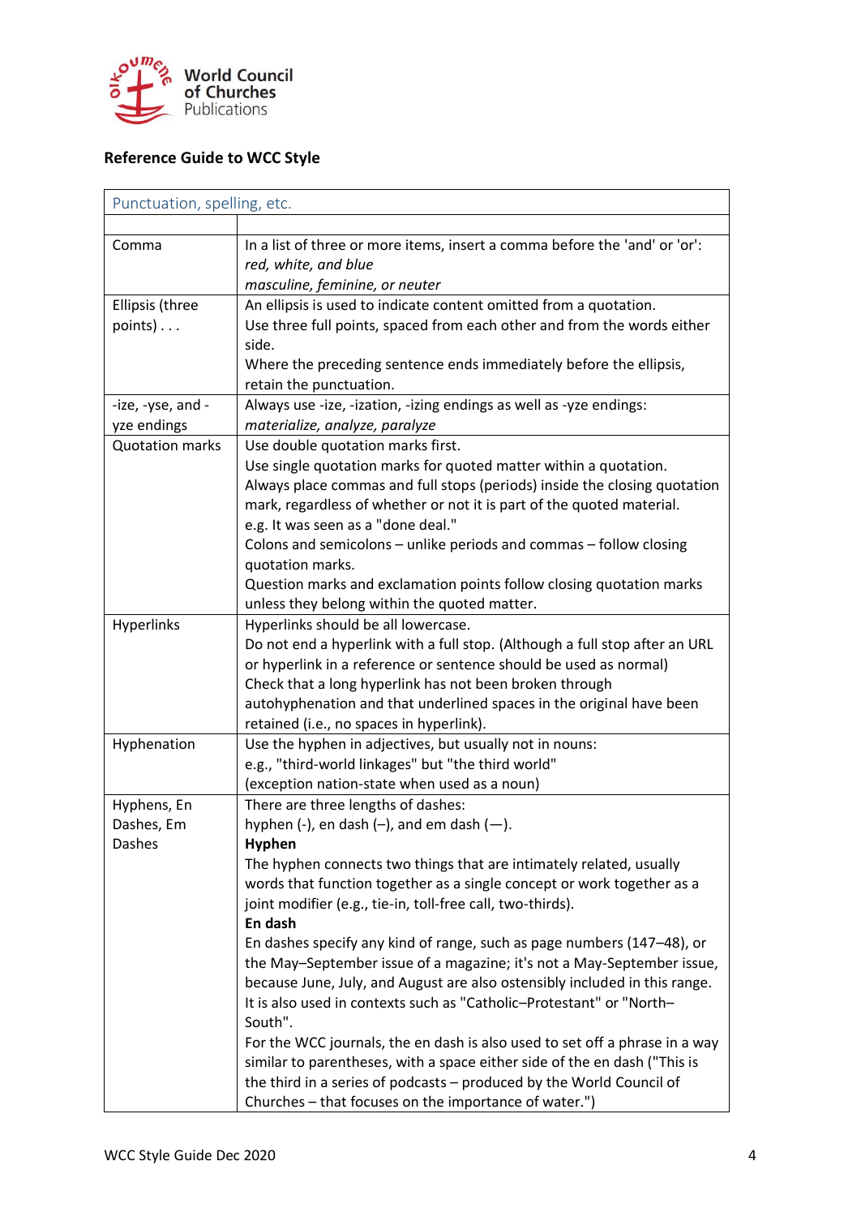World Council of Churches Publications

**Reference Guide to WCC Style**

| Punctuation, spelling, etc. | |
|---|---|
| | |
| Comma | In a list of three or more items, insert a comma before the 'and' or 'or':<br>*red, white, and blue*<br>*masculine, feminine, or neuter* |
| Ellipsis (three points) . . . | An ellipsis is used to indicate content omitted from a quotation.<br>Use three full points, spaced from each other and from the words either side.<br>Where the preceding sentence ends immediately before the ellipsis, retain the punctuation. |
| -ize, -yse, and -yze endings | Always use -ize, -ization, -izing endings as well as -yze endings:<br>*materialize, analyze, paralyze* |
| Quotation marks | Use double quotation marks first.<br>Use single quotation marks for quoted matter within a quotation.<br>Always place commas and full stops (periods) inside the closing quotation mark, regardless of whether or not it is part of the quoted material.<br>e.g. It was seen as a "done deal."<br>Colons and semicolons – unlike periods and commas – follow closing quotation marks.<br>Question marks and exclamation points follow closing quotation marks unless they belong within the quoted matter. |
| Hyperlinks | Hyperlinks should be all lowercase.<br>Do not end a hyperlink with a full stop. (Although a full stop after an URL or hyperlink in a reference or sentence should be used as normal)<br>Check that a long hyperlink has not been broken through autohyphenation and that underlined spaces in the original have been retained (i.e., no spaces in hyperlink). |
| Hyphenation | Use the hyphen in adjectives, but usually not in nouns:<br>e.g., "third-world linkages" but "the third world"<br>(exception nation-state when used as a noun) |
| Hyphens, En Dashes, Em Dashes | There are three lengths of dashes:<br>hyphen (-), en dash (–), and em dash (—).<br>**Hyphen**<br>The hyphen connects two things that are intimately related, usually words that function together as a single concept or work together as a joint modifier (e.g., tie-in, toll-free call, two-thirds).<br>**En dash**<br>En dashes specify any kind of range, such as page numbers (147–48), or the May–September issue of a magazine; it's not a May-September issue, because June, July, and August are also ostensibly included in this range.<br>It is also used in contexts such as "Catholic–Protestant" or "North–South".<br>For the WCC journals, the en dash is also used to set off a phrase in a way similar to parentheses, with a space either side of the en dash ("This is the third in a series of podcasts – produced by the World Council of Churches – that focuses on the importance of water.") |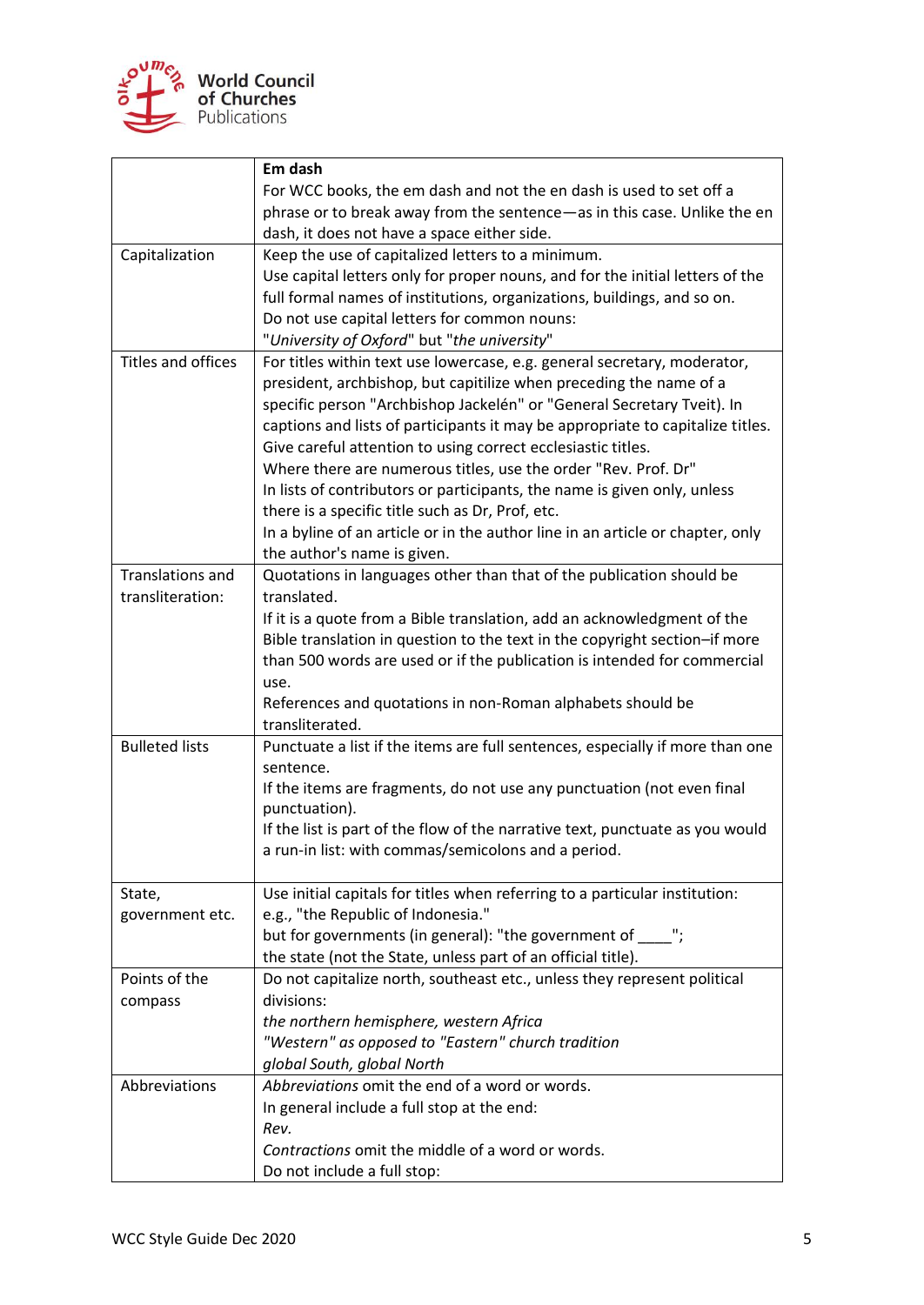| | |
|---|---|
| | **Em dash**<br>For WCC books, the em dash and not the en dash is used to set off a phrase or to break away from the sentence—as in this case. Unlike the en dash, it does not have a space either side. |
| Capitalization | Keep the use of capitalized letters to a minimum.<br>Use capital letters only for proper nouns, and for the initial letters of the full formal names of institutions, organizations, buildings, and so on.<br>Do not use capital letters for common nouns:<br>"*University of Oxford*" but "*the university*" |
| Titles and offices | For titles within text use lowercase, e.g. general secretary, moderator, president, archbishop, but capitilize when preceding the name of a specific person "Archbishop Jackelén" or "General Secretary Tveit). In captions and lists of participants it may be appropriate to capitalize titles.<br>Give careful attention to using correct ecclesiastic titles.<br>Where there are numerous titles, use the order "Rev. Prof. Dr"<br>In lists of contributors or participants, the name is given only, unless there is a specific title such as Dr, Prof, etc.<br>In a byline of an article or in the author line in an article or chapter, only the author's name is given. |
| Translations and transliteration: | Quotations in languages other than that of the publication should be translated.<br>If it is a quote from a Bible translation, add an acknowledgment of the Bible translation in question to the text in the copyright section–if more than 500 words are used or if the publication is intended for commercial use.<br>References and quotations in non-Roman alphabets should be transliterated. |
| Bulleted lists | Punctuate a list if the items are full sentences, especially if more than one sentence.<br>If the items are fragments, do not use any punctuation (not even final punctuation).<br>If the list is part of the flow of the narrative text, punctuate as you would a run-in list: with commas/semicolons and a period. |
| State, government etc. | Use initial capitals for titles when referring to a particular institution: e.g., "the Republic of Indonesia."<br>but for governments (in general): "the government of ____";<br>the state (not the State, unless part of an official title). |
| Points of the compass | Do not capitalize north, southeast etc., unless they represent political divisions:<br>*the northern hemisphere, western Africa*<br>*"Western" as opposed to "Eastern" church tradition*<br>*global South, global North* |
| Abbreviations | *Abbreviations* omit the end of a word or words.<br>In general include a full stop at the end:<br>*Rev.*<br>*Contractions* omit the middle of a word or words.<br>Do not include a full stop: |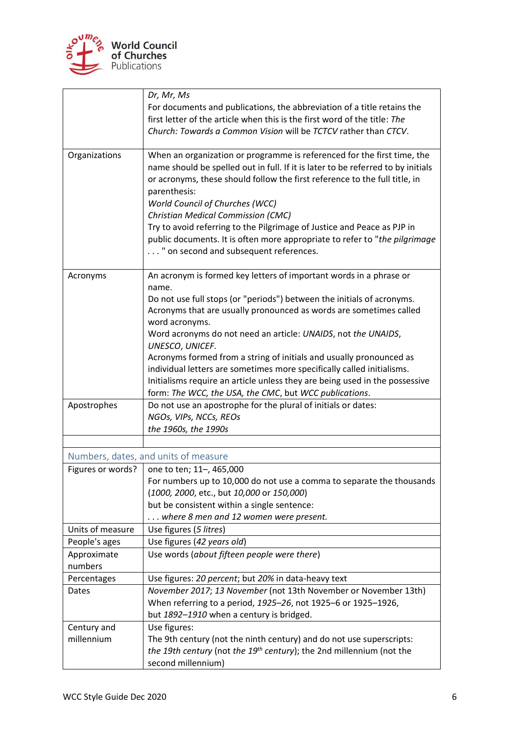| | |
|---|---|
| | *Dr, Mr, Ms*<br>For documents and publications, the abbreviation of a title retains the first letter of the article when this is the first word of the title: *The Church: Towards a Common Vision* will be *TCTCV* rather than *CTCV*. |
| Organizations | When an organization or programme is referenced for the first time, the name should be spelled out in full. If it is later to be referred to by initials or acronyms, these should follow the first reference to the full title, in parenthesis:<br>*World Council of Churches (WCC)*<br>*Christian Medical Commission (CMC)*<br>Try to avoid referring to the Pilgrimage of Justice and Peace as PJP in public documents. It is often more appropriate to refer to "*the pilgrimage* . . . " on second and subsequent references. |
| Acronyms | An acronym is formed key letters of important words in a phrase or name.<br>Do not use full stops (or "periods") between the initials of acronyms.<br>Acronyms that are usually pronounced as words are sometimes called word acronyms.<br>Word acronyms do not need an article: *UNAIDS*, not *the UNAIDS*, *UNESCO*, *UNICEF*.<br>Acronyms formed from a string of initials and usually pronounced as individual letters are sometimes more specifically called initialisms.<br>Initialisms require an article unless they are being used in the possessive form: *The WCC, the USA, the CMC*, but *WCC publications*. |
| Apostrophes | Do not use an apostrophe for the plural of initials or dates:<br>*NGOs, VIPs, NCCs, REOs*<br>*the 1960s, the 1990s* |
| | |

## Numbers, dates, and units of measure

| | |
|---|---|
| Figures or words? | one to ten; 11–, 465,000<br>For numbers up to 10,000 do not use a comma to separate the thousands (*1000, 2000*, etc., but *10,000* or *150,000*)<br>but be consistent within a single sentence:<br>*. . . where 8 men and 12 women were present.* |
| Units of measure | Use figures (*5 litres*) |
| People's ages | Use figures (*42 years old*) |
| Approximate numbers | Use words (*about fifteen people were there*) |
| Percentages | Use figures: *20 percent*; but *20%* in data-heavy text |
| Dates | *November 2017*; *13 November* (not 13th November or November 13th)<br>When referring to a period, *1925–26*, not 1925–6 or 1925–1926,<br>but *1892–1910* when a century is bridged. |
| Century and millennium | Use figures:<br>The 9th century (not the ninth century) and do not use superscripts: *the 19th century* (not *the 19th century*); the 2nd millennium (not the second millennium) |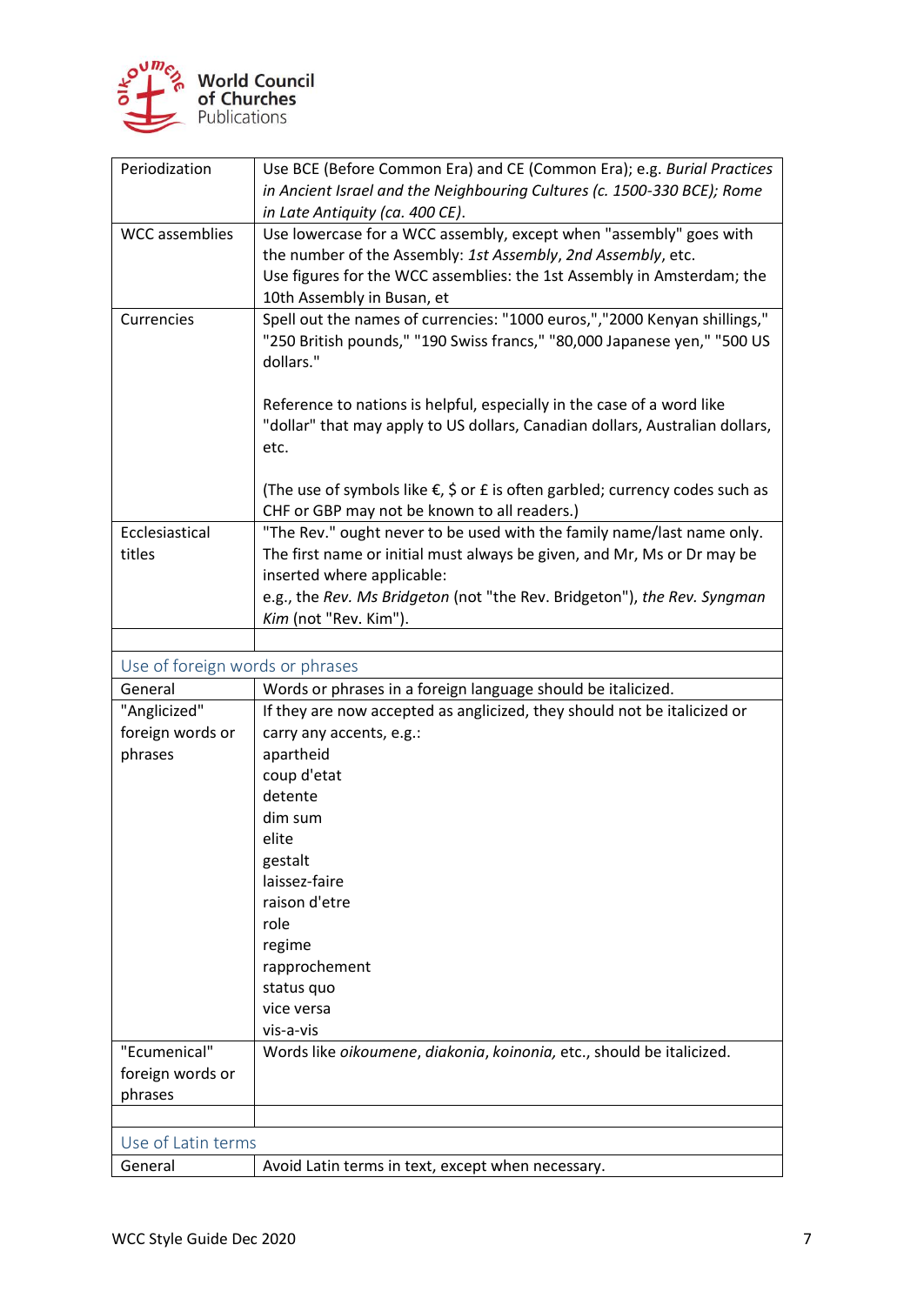| | |
|---|---|
| Periodization | Use BCE (Before Common Era) and CE (Common Era); e.g. *Burial Practices in Ancient Israel and the Neighbouring Cultures (c. 1500-330 BCE); Rome in Late Antiquity (ca. 400 CE)*. |
| WCC assemblies | Use lowercase for a WCC assembly, except when "assembly" goes with the number of the Assembly: *1st Assembly*, *2nd Assembly*, etc.<br>Use figures for the WCC assemblies: the 1st Assembly in Amsterdam; the 10th Assembly in Busan, et |
| Currencies | Spell out the names of currencies: "1000 euros,","2000 Kenyan shillings," "250 British pounds," "190 Swiss francs," "80,000 Japanese yen," "500 US dollars."<br><br>Reference to nations is helpful, especially in the case of a word like "dollar" that may apply to US dollars, Canadian dollars, Australian dollars, etc.<br><br>(The use of symbols like €, $ or £ is often garbled; currency codes such as CHF or GBP may not be known to all readers.) |
| Ecclesiastical titles | "The Rev." ought never to be used with the family name/last name only. The first name or initial must always be given, and Mr, Ms or Dr may be inserted where applicable:<br>e.g., the *Rev. Ms Bridgeton* (not "the Rev. Bridgeton"), *the Rev. Syngman Kim* (not "Rev. Kim"). |
| | |
| **Use of foreign words or phrases** | |
| General | Words or phrases in a foreign language should be italicized. |
| "Anglicized" foreign words or phrases | If they are now accepted as anglicized, they should not be italicized or carry any accents, e.g.:<br>apartheid<br>coup d'etat<br>detente<br>dim sum<br>elite<br>gestalt<br>laissez-faire<br>raison d'etre<br>role<br>regime<br>rapprochement<br>status quo<br>vice versa<br>vis-a-vis |
| "Ecumenical" foreign words or phrases | Words like *oikoumene*, *diakonia*, *koinonia,* etc., should be italicized. |
| | |
| **Use of Latin terms** | |
| General | Avoid Latin terms in text, except when necessary. |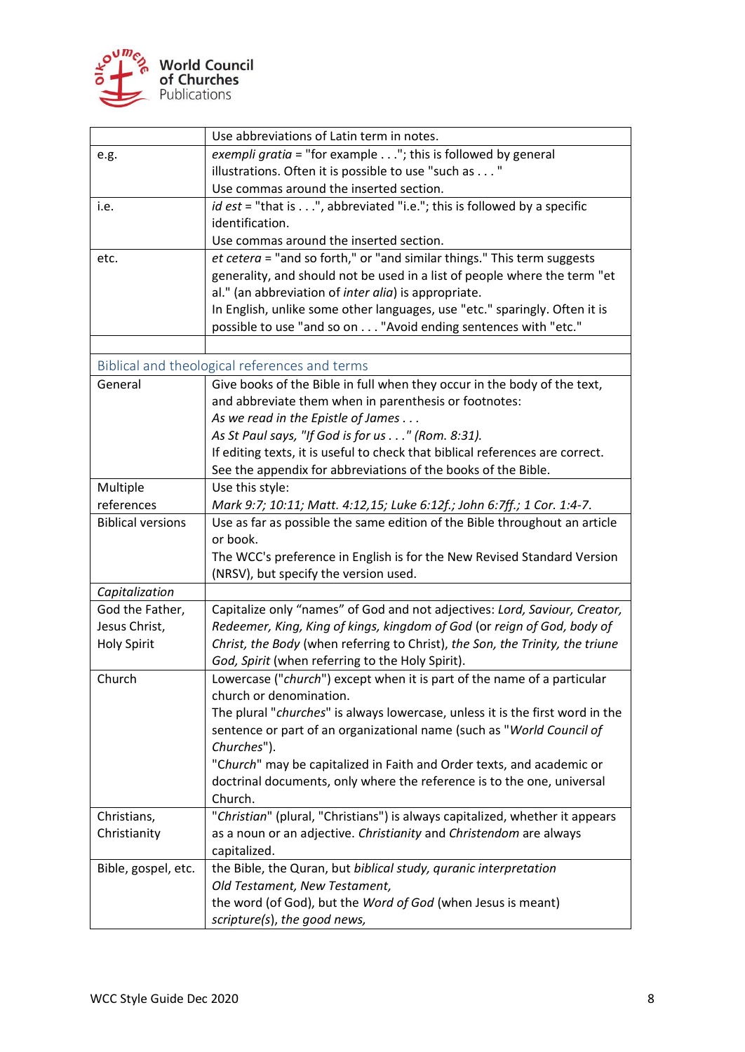|  | Use abbreviations of Latin term in notes. |
|---|---|
| e.g. | *exempli gratia* = "for example . . ."; this is followed by general illustrations. Often it is possible to use "such as . . ." Use commas around the inserted section. |
| i.e. | *id est* = "that is . . .", abbreviated "i.e."; this is followed by a specific identification. Use commas around the inserted section. |
| etc. | *et cetera* = "and so forth," or "and similar things." This term suggests generality, and should not be used in a list of people where the term "et al." (an abbreviation of *inter alia*) is appropriate. In English, unlike some other languages, use "etc." sparingly. Often it is possible to use "and so on . . . "Avoid ending sentences with "etc." |
|  |  |
| Biblical and theological references and terms |  |
| General | Give books of the Bible in full when they occur in the body of the text, and abbreviate them when in parenthesis or footnotes: *As we read in the Epistle of James . . .* *As St Paul says, "If God is for us . . ." (Rom. 8:31).* If editing texts, it is useful to check that biblical references are correct. See the appendix for abbreviations of the books of the Bible. |
| Multiple references | Use this style: *Mark 9:7; 10:11; Matt. 4:12,15; Luke 6:12f.; John 6:7ff.; 1 Cor. 1:4-7.* |
| Biblical versions | Use as far as possible the same edition of the Bible throughout an article or book. The WCC's preference in English is for the New Revised Standard Version (NRSV), but specify the version used. |
| *Capitalization* |  |
| God the Father, Jesus Christ, Holy Spirit | Capitalize only "names" of God and not adjectives: *Lord, Saviour, Creator, Redeemer, King, King of kings, kingdom of God* (or *reign of God, body of Christ, the Body* (when referring to Christ), *the Son, the Trinity, the triune God, Spirit* (when referring to the Holy Spirit). |
| Church | Lowercase ("*church*") except when it is part of the name of a particular church or denomination. The plural "*churches*" is always lowercase, unless it is the first word in the sentence or part of an organizational name (such as "*World Council of Churches*"). "C*hurch*" may be capitalized in Faith and Order texts, and academic or doctrinal documents, only where the reference is to the one, universal Church. |
| Christians, Christianity | "*Christian*" (plural, "Christians") is always capitalized, whether it appears as a noun or an adjective. *Christianity* and *Christendom* are always capitalized. |
| Bible, gospel, etc. | the Bible, the Quran, but *biblical study, quranic interpretation* *Old Testament, New Testament,* the word (of God), but the *Word of God* (when Jesus is meant) *scripture(s), the good news,* |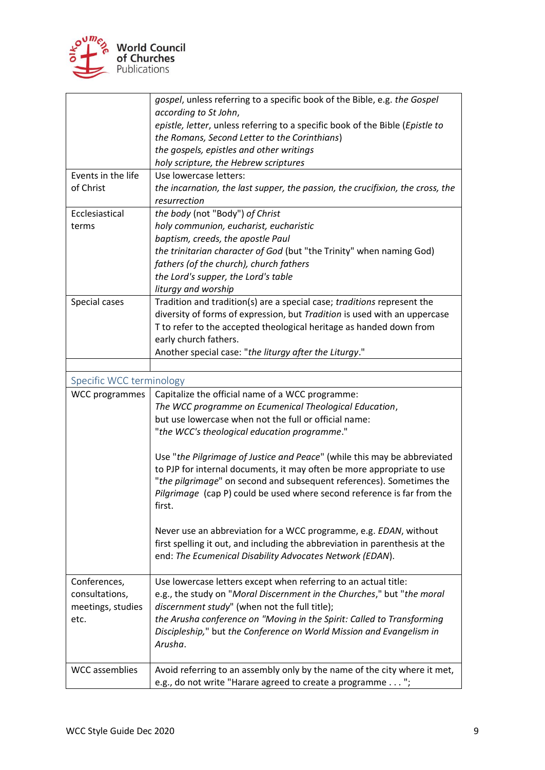| | |
|---|---|
| | *gospel*, unless referring to a specific book of the Bible, e.g. *the Gospel according to St John*,<br>*epistle, letter*, unless referring to a specific book of the Bible (*Epistle to the Romans, Second Letter to the Corinthians*)<br>*the gospels, epistles and other writings*<br>*holy scripture, the Hebrew scriptures* |
| Events in the life of Christ | Use lowercase letters:<br>*the incarnation, the last supper, the passion, the crucifixion, the cross, the resurrection* |
| Ecclesiastical terms | *the body* (not "Body") *of Christ*<br>*holy communion, eucharist, eucharistic*<br>*baptism, creeds, the apostle Paul*<br>*the trinitarian character of God* (but "the Trinity" when naming God)<br>*fathers (of the church), church fathers*<br>*the Lord's supper, the Lord's table*<br>*liturgy and worship* |
| Special cases | Tradition and tradition(s) are a special case; *traditions* represent the diversity of forms of expression, but *Tradition* is used with an uppercase T to refer to the accepted theological heritage as handed down from early church fathers.<br>Another special case: "*the liturgy after the Liturgy*." |
| | |

## Specific WCC terminology

| | |
|---|---|
| WCC programmes | Capitalize the official name of a WCC programme:<br>*The WCC programme on Ecumenical Theological Education*,<br>but use lowercase when not the full or official name:<br>"*the WCC's theological education programme*."<br><br>Use "*the Pilgrimage of Justice and Peace*" (while this may be abbreviated to PJP for internal documents, it may often be more appropriate to use "*the pilgrimage*" on second and subsequent references). Sometimes the *Pilgrimage* (cap P) could be used where second reference is far from the first.<br><br>Never use an abbreviation for a WCC programme, e.g. *EDAN*, without first spelling it out, and including the abbreviation in parenthesis at the end: *The Ecumenical Disability Advocates Network (EDAN*). |
| Conferences, consultations, meetings, studies etc. | Use lowercase letters except when referring to an actual title:<br>e.g., the study on "*Moral Discernment in the Churches*," but "*the moral discernment study*" (when not the full title);<br>*the Arusha conference on "Moving in the Spirit: Called to Transforming Discipleship,*" but *the Conference on World Mission and Evangelism in Arusha*. |
| WCC assemblies | Avoid referring to an assembly only by the name of the city where it met, e.g., do not write "Harare agreed to create a programme . . . "; |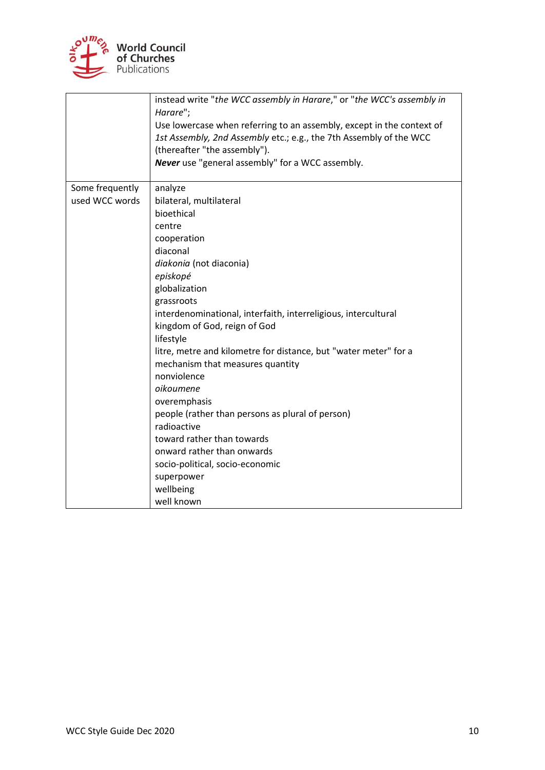| | |
|---|---|
| | instead write "*the WCC assembly in Harare*," or "*the WCC's assembly in Harare*";<br>Use lowercase when referring to an assembly, except in the context of *1st Assembly, 2nd Assembly* etc.; e.g., the 7th Assembly of the WCC (thereafter "the assembly").<br>***Never*** use "general assembly" for a WCC assembly. |
| Some frequently used WCC words | analyze<br>bilateral, multilateral<br>bioethical<br>centre<br>cooperation<br>diaconal<br>*diakonia* (not diaconia)<br>*episkopé*<br>globalization<br>grassroots<br>interdenominational, interfaith, interreligious, intercultural<br>kingdom of God, reign of God<br>lifestyle<br>litre, metre and kilometre for distance, but "water meter" for a mechanism that measures quantity<br>nonviolence<br>*oikoumene*<br>overemphasis<br>people (rather than persons as plural of person)<br>radioactive<br>toward rather than towards<br>onward rather than onwards<br>socio-political, socio-economic<br>superpower<br>wellbeing<br>well known |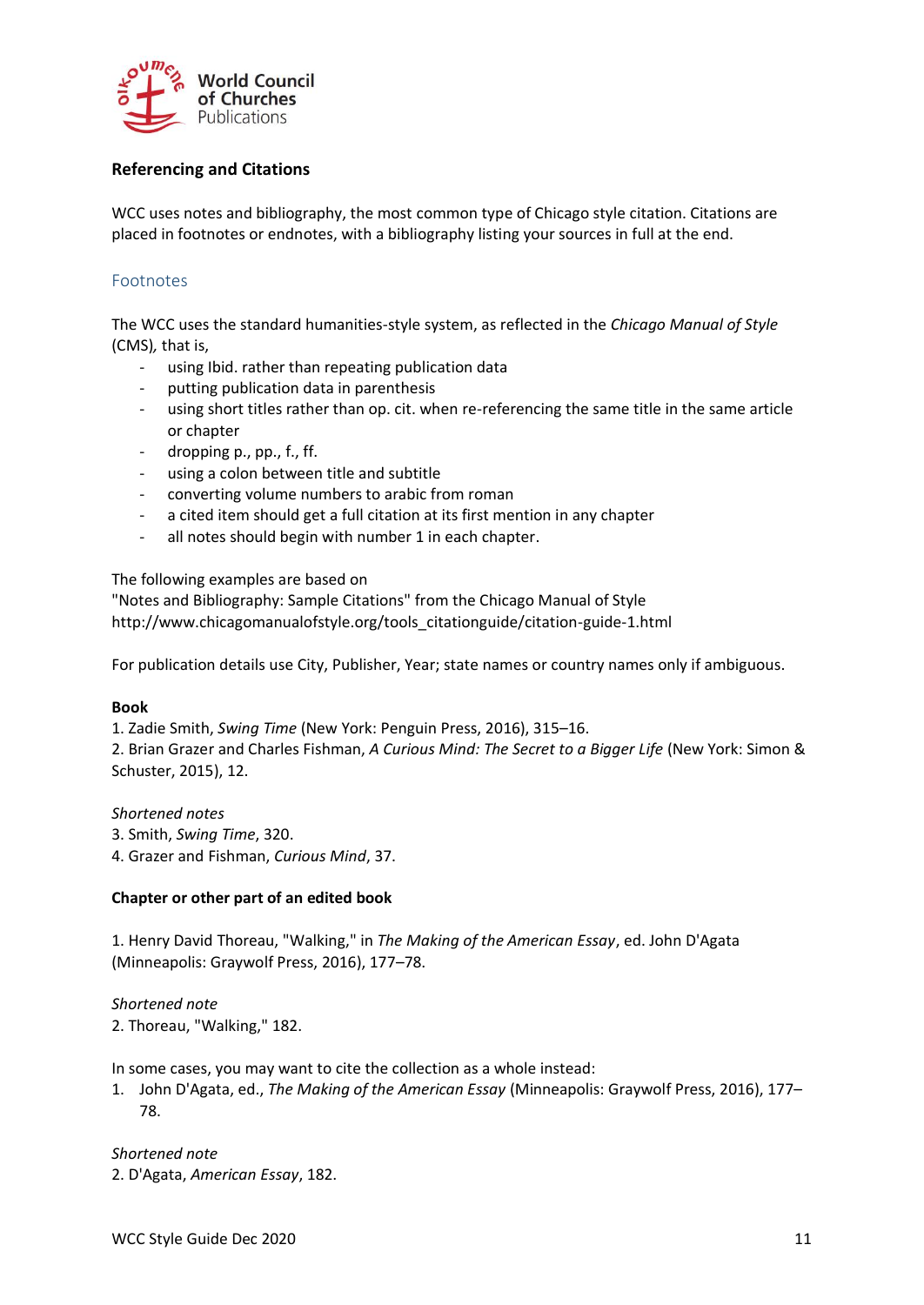## Referencing and Citations

WCC uses notes and bibliography, the most common type of Chicago style citation. Citations are placed in footnotes or endnotes, with a bibliography listing your sources in full at the end.

### Footnotes

The WCC uses the standard humanities-style system, as reflected in the *Chicago Manual of Style* (CMS), that is,

- using Ibid. rather than repeating publication data
- putting publication data in parenthesis
- using short titles rather than op. cit. when re-referencing the same title in the same article or chapter
- dropping p., pp., f., ff.
- using a colon between title and subtitle
- converting volume numbers to arabic from roman
- a cited item should get a full citation at its first mention in any chapter
- all notes should begin with number 1 in each chapter.

The following examples are based on
"Notes and Bibliography: Sample Citations" from the Chicago Manual of Style
http://www.chicagomanualofstyle.org/tools_citationguide/citation-guide-1.html

For publication details use City, Publisher, Year; state names or country names only if ambiguous.

**Book**

1. Zadie Smith, *Swing Time* (New York: Penguin Press, 2016), 315–16.
2. Brian Grazer and Charles Fishman, *A Curious Mind: The Secret to a Bigger Life* (New York: Simon & Schuster, 2015), 12.

*Shortened notes*

3. Smith, *Swing Time*, 320.
4. Grazer and Fishman, *Curious Mind*, 37.

**Chapter or other part of an edited book**

1. Henry David Thoreau, "Walking," in *The Making of the American Essay*, ed. John D'Agata (Minneapolis: Graywolf Press, 2016), 177–78.

*Shortened note*

2. Thoreau, "Walking," 182.

In some cases, you may want to cite the collection as a whole instead:

1. John D'Agata, ed., *The Making of the American Essay* (Minneapolis: Graywolf Press, 2016), 177–78.

*Shortened note*

2. D'Agata, *American Essay*, 182.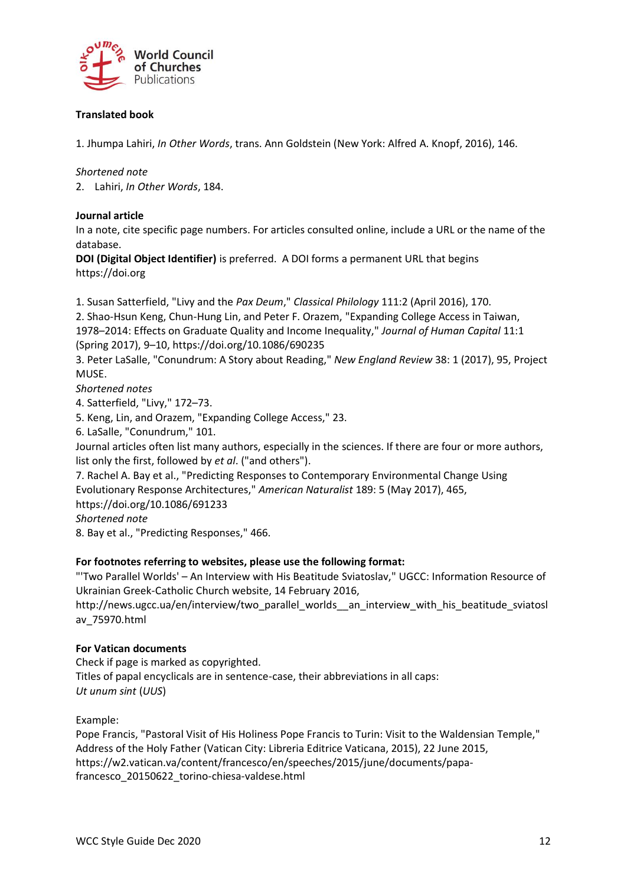**Translated book**

1. Jhumpa Lahiri, *In Other Words*, trans. Ann Goldstein (New York: Alfred A. Knopf, 2016), 146.

*Shortened note*

2. Lahiri, *In Other Words*, 184.

**Journal article**

In a note, cite specific page numbers. For articles consulted online, include a URL or the name of the database.

**DOI (Digital Object Identifier)** is preferred. A DOI forms a permanent URL that begins https://doi.org

1. Susan Satterfield, "Livy and the *Pax Deum*," *Classical Philology* 111:2 (April 2016), 170.
2. Shao-Hsun Keng, Chun-Hung Lin, and Peter F. Orazem, "Expanding College Access in Taiwan, 1978–2014: Effects on Graduate Quality and Income Inequality," *Journal of Human Capital* 11:1 (Spring 2017), 9–10, https://doi.org/10.1086/690235
3. Peter LaSalle, "Conundrum: A Story about Reading," *New England Review* 38: 1 (2017), 95, Project MUSE.

*Shortened notes*

4. Satterfield, "Livy," 172–73.
5. Keng, Lin, and Orazem, "Expanding College Access," 23.
6. LaSalle, "Conundrum," 101.

Journal articles often list many authors, especially in the sciences. If there are four or more authors, list only the first, followed by *et al*. ("and others").

7. Rachel A. Bay et al., "Predicting Responses to Contemporary Environmental Change Using Evolutionary Response Architectures," *American Naturalist* 189: 5 (May 2017), 465, https://doi.org/10.1086/691233

*Shortened note*

8. Bay et al., "Predicting Responses," 466.

**For footnotes referring to websites, please use the following format:**

"'Two Parallel Worlds' – An Interview with His Beatitude Sviatoslav," UGCC: Information Resource of Ukrainian Greek-Catholic Church website, 14 February 2016, http://news.ugcc.ua/en/interview/two_parallel_worlds__an_interview_with_his_beatitude_sviatoslav_75970.html

**For Vatican documents**

Check if page is marked as copyrighted.

Titles of papal encyclicals are in sentence-case, their abbreviations in all caps:

*Ut unum sint* (*UUS*)

Example:

Pope Francis, "Pastoral Visit of His Holiness Pope Francis to Turin: Visit to the Waldensian Temple," Address of the Holy Father (Vatican City: Libreria Editrice Vaticana, 2015), 22 June 2015, https://w2.vatican.va/content/francesco/en/speeches/2015/june/documents/papa-francesco_20150622_torino-chiesa-valdese.html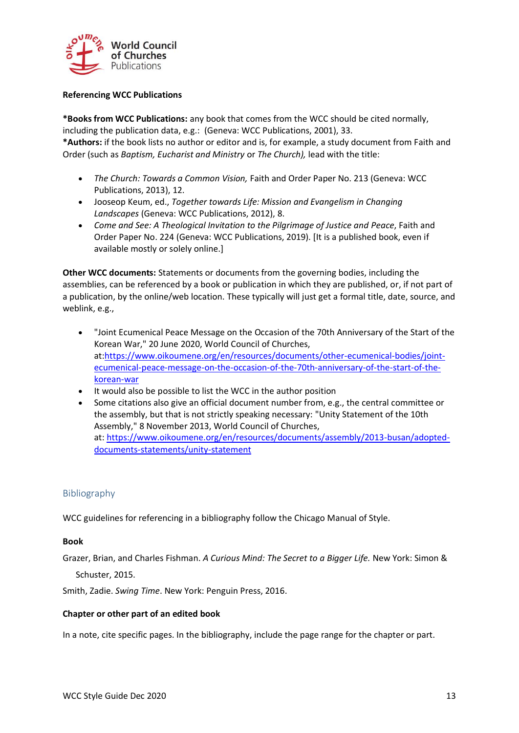**Referencing WCC Publications**

***Books from WCC Publications:** any book that comes from the WCC should be cited normally, including the publication data, e.g.: (Geneva: WCC Publications, 2001), 33.
***Authors:** if the book lists no author or editor and is, for example, a study document from Faith and Order (such as *Baptism, Eucharist and Ministry* or *The Church),* lead with the title:

- *The Church: Towards a Common Vision,* Faith and Order Paper No. 213 (Geneva: WCC Publications, 2013), 12.
- Jooseop Keum, ed., *Together towards Life: Mission and Evangelism in Changing Landscapes* (Geneva: WCC Publications, 2012), 8.
- *Come and See: A Theological Invitation to the Pilgrimage of Justice and Peace*, Faith and Order Paper No. 224 (Geneva: WCC Publications, 2019). [It is a published book, even if available mostly or solely online.]

**Other WCC documents:** Statements or documents from the governing bodies, including the assemblies, can be referenced by a book or publication in which they are published, or, if not part of a publication, by the online/web location. These typically will just get a formal title, date, source, and weblink, e.g.,

- "Joint Ecumenical Peace Message on the Occasion of the 70th Anniversary of the Start of the Korean War," 20 June 2020, World Council of Churches, at:https://www.oikoumene.org/en/resources/documents/other-ecumenical-bodies/joint-ecumenical-peace-message-on-the-occasion-of-the-70th-anniversary-of-the-start-of-the-korean-war
- It would also be possible to list the WCC in the author position
- Some citations also give an official document number from, e.g., the central committee or the assembly, but that is not strictly speaking necessary: "Unity Statement of the 10th Assembly," 8 November 2013, World Council of Churches, at: https://www.oikoumene.org/en/resources/documents/assembly/2013-busan/adopted-documents-statements/unity-statement

## Bibliography

WCC guidelines for referencing in a bibliography follow the Chicago Manual of Style.

**Book**

Grazer, Brian, and Charles Fishman. *A Curious Mind: The Secret to a Bigger Life.* New York: Simon & Schuster, 2015.

Smith, Zadie. *Swing Time*. New York: Penguin Press, 2016.

**Chapter or other part of an edited book**

In a note, cite specific pages. In the bibliography, include the page range for the chapter or part.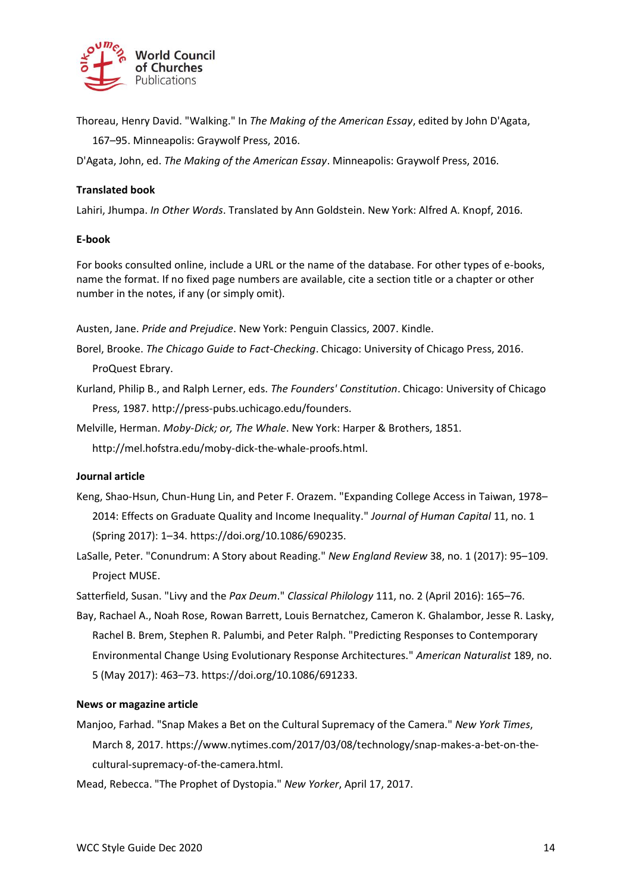Thoreau, Henry David. "Walking." In *The Making of the American Essay*, edited by John D'Agata, 167–95. Minneapolis: Graywolf Press, 2016.

D'Agata, John, ed. *The Making of the American Essay*. Minneapolis: Graywolf Press, 2016.

**Translated book**

Lahiri, Jhumpa. *In Other Words*. Translated by Ann Goldstein. New York: Alfred A. Knopf, 2016.

**E-book**

For books consulted online, include a URL or the name of the database. For other types of e-books, name the format. If no fixed page numbers are available, cite a section title or a chapter or other number in the notes, if any (or simply omit).

Austen, Jane. *Pride and Prejudice*. New York: Penguin Classics, 2007. Kindle.

Borel, Brooke. *The Chicago Guide to Fact-Checking*. Chicago: University of Chicago Press, 2016. ProQuest Ebrary.

Kurland, Philip B., and Ralph Lerner, eds. *The Founders' Constitution*. Chicago: University of Chicago Press, 1987. http://press-pubs.uchicago.edu/founders.

Melville, Herman. *Moby-Dick; or, The Whale*. New York: Harper & Brothers, 1851. http://mel.hofstra.edu/moby-dick-the-whale-proofs.html.

**Journal article**

Keng, Shao-Hsun, Chun-Hung Lin, and Peter F. Orazem. "Expanding College Access in Taiwan, 1978–2014: Effects on Graduate Quality and Income Inequality." *Journal of Human Capital* 11, no. 1 (Spring 2017): 1–34. https://doi.org/10.1086/690235.

LaSalle, Peter. "Conundrum: A Story about Reading." *New England Review* 38, no. 1 (2017): 95–109. Project MUSE.

Satterfield, Susan. "Livy and the *Pax Deum*." *Classical Philology* 111, no. 2 (April 2016): 165–76.

Bay, Rachael A., Noah Rose, Rowan Barrett, Louis Bernatchez, Cameron K. Ghalambor, Jesse R. Lasky, Rachel B. Brem, Stephen R. Palumbi, and Peter Ralph. "Predicting Responses to Contemporary Environmental Change Using Evolutionary Response Architectures." *American Naturalist* 189, no. 5 (May 2017): 463–73. https://doi.org/10.1086/691233.

**News or magazine article**

Manjoo, Farhad. "Snap Makes a Bet on the Cultural Supremacy of the Camera." *New York Times*, March 8, 2017. https://www.nytimes.com/2017/03/08/technology/snap-makes-a-bet-on-the-cultural-supremacy-of-the-camera.html.

Mead, Rebecca. "The Prophet of Dystopia." *New Yorker*, April 17, 2017.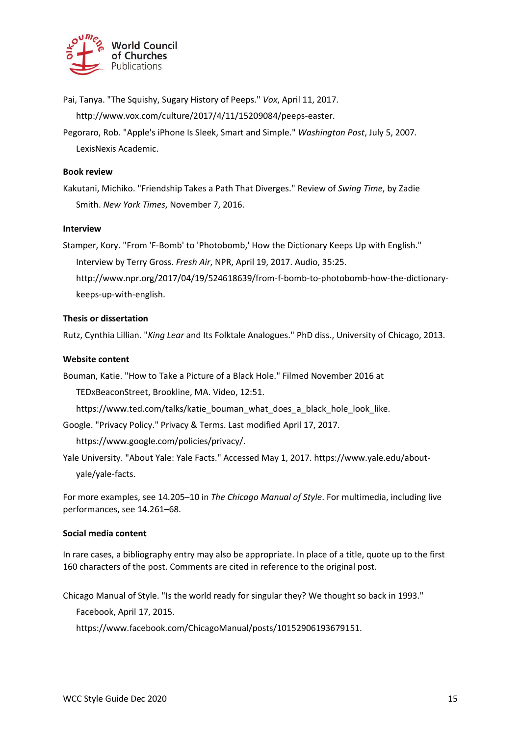Pai, Tanya. "The Squishy, Sugary History of Peeps." *Vox*, April 11, 2017. http://www.vox.com/culture/2017/4/11/15209084/peeps-easter.

Pegoraro, Rob. "Apple's iPhone Is Sleek, Smart and Simple." *Washington Post*, July 5, 2007. LexisNexis Academic.

**Book review**

Kakutani, Michiko. "Friendship Takes a Path That Diverges." Review of *Swing Time*, by Zadie Smith. *New York Times*, November 7, 2016.

**Interview**

Stamper, Kory. "From 'F-Bomb' to 'Photobomb,' How the Dictionary Keeps Up with English." Interview by Terry Gross. *Fresh Air*, NPR, April 19, 2017. Audio, 35:25. http://www.npr.org/2017/04/19/524618639/from-f-bomb-to-photobomb-how-the-dictionary-keeps-up-with-english.

**Thesis or dissertation**

Rutz, Cynthia Lillian. "*King Lear* and Its Folktale Analogues." PhD diss., University of Chicago, 2013.

**Website content**

Bouman, Katie. "How to Take a Picture of a Black Hole." Filmed November 2016 at TEDxBeaconStreet, Brookline, MA. Video, 12:51. https://www.ted.com/talks/katie_bouman_what_does_a_black_hole_look_like.

Google. "Privacy Policy." Privacy & Terms. Last modified April 17, 2017. https://www.google.com/policies/privacy/.

Yale University. "About Yale: Yale Facts." Accessed May 1, 2017. https://www.yale.edu/about-yale/yale-facts.

For more examples, see 14.205–10 in *The Chicago Manual of Style*. For multimedia, including live performances, see 14.261–68.

**Social media content**

In rare cases, a bibliography entry may also be appropriate. In place of a title, quote up to the first 160 characters of the post. Comments are cited in reference to the original post.

Chicago Manual of Style. "Is the world ready for singular they? We thought so back in 1993." Facebook, April 17, 2015. https://www.facebook.com/ChicagoManual/posts/10152906193679151.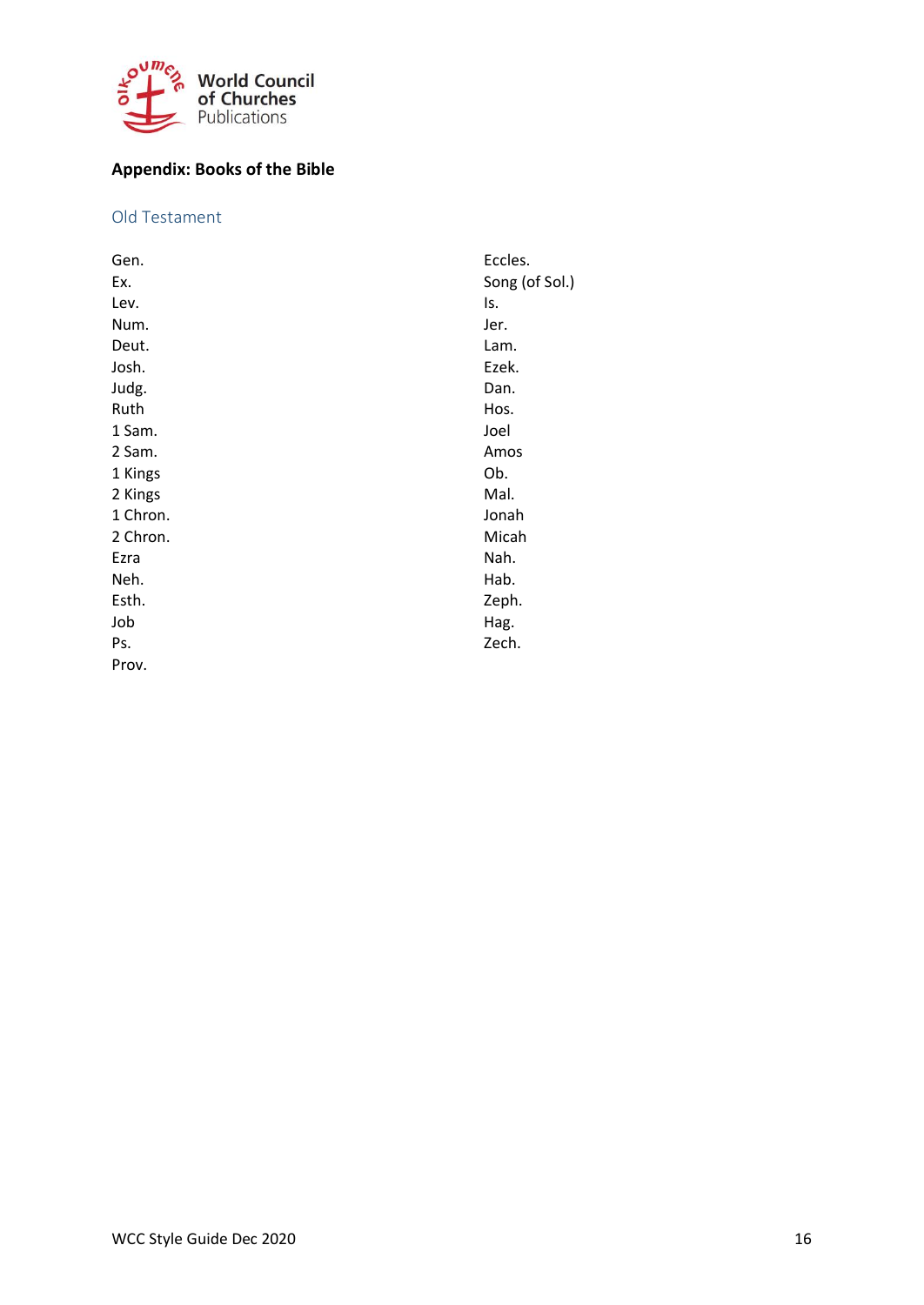## Appendix: Books of the Bible

### Old Testament

Gen.
Ex.
Lev.
Num.
Deut.
Josh.
Judg.
Ruth
1 Sam.
2 Sam.
1 Kings
2 Kings
1 Chron.
2 Chron.
Ezra
Neh.
Esth.
Job
Ps.
Prov.
Eccles.
Song (of Sol.)
Is.
Jer.
Lam.
Ezek.
Dan.
Hos.
Joel
Amos
Ob.
Mal.
Jonah
Micah
Nah.
Hab.
Zeph.
Hag.
Zech.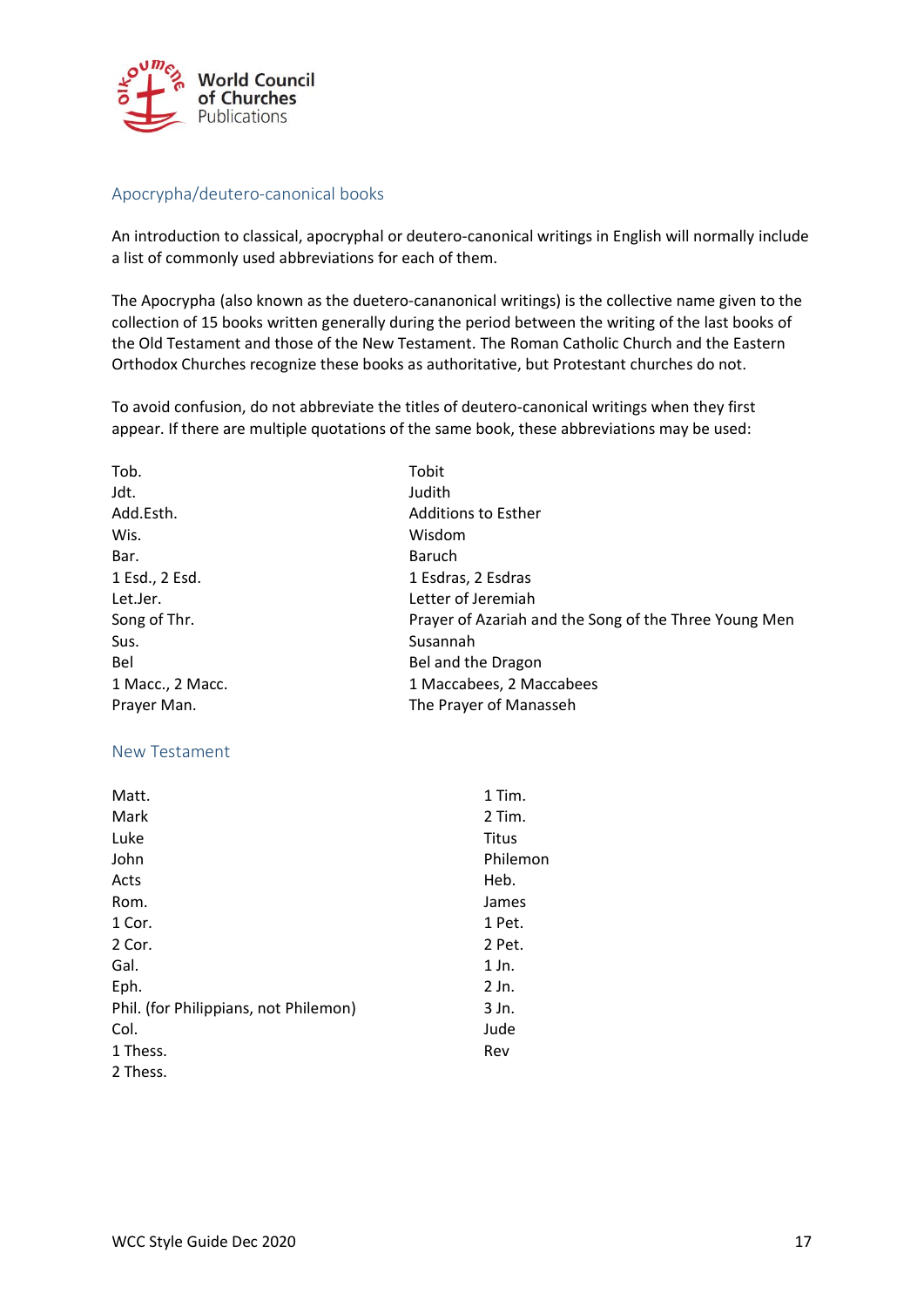## Apocrypha/deutero-canonical books

An introduction to classical, apocryphal or deutero-canonical writings in English will normally include a list of commonly used abbreviations for each of them.

The Apocrypha (also known as the duetero-cananonical writings) is the collective name given to the collection of 15 books written generally during the period between the writing of the last books of the Old Testament and those of the New Testament. The Roman Catholic Church and the Eastern Orthodox Churches recognize these books as authoritative, but Protestant churches do not.

To avoid confusion, do not abbreviate the titles of deutero-canonical writings when they first appear. If there are multiple quotations of the same book, these abbreviations may be used:

| | |
|---|---|
| Tob. | Tobit |
| Jdt. | Judith |
| Add.Esth. | Additions to Esther |
| Wis. | Wisdom |
| Bar. | Baruch |
| 1 Esd., 2 Esd. | 1 Esdras, 2 Esdras |
| Let.Jer. | Letter of Jeremiah |
| Song of Thr. | Prayer of Azariah and the Song of the Three Young Men |
| Sus. | Susannah |
| Bel | Bel and the Dragon |
| 1 Macc., 2 Macc. | 1 Maccabees, 2 Maccabees |
| Prayer Man. | The Prayer of Manasseh |

## New Testament

Matt.
Mark
Luke
John
Acts
Rom.
1 Cor.
2 Cor.
Gal.
Eph.
Phil. (for Philippians, not Philemon)
Col.
1 Thess.
2 Thess.
1 Tim.
2 Tim.
Titus
Philemon
Heb.
James
1 Pet.
2 Pet.
1 Jn.
2 Jn.
3 Jn.
Jude
Rev